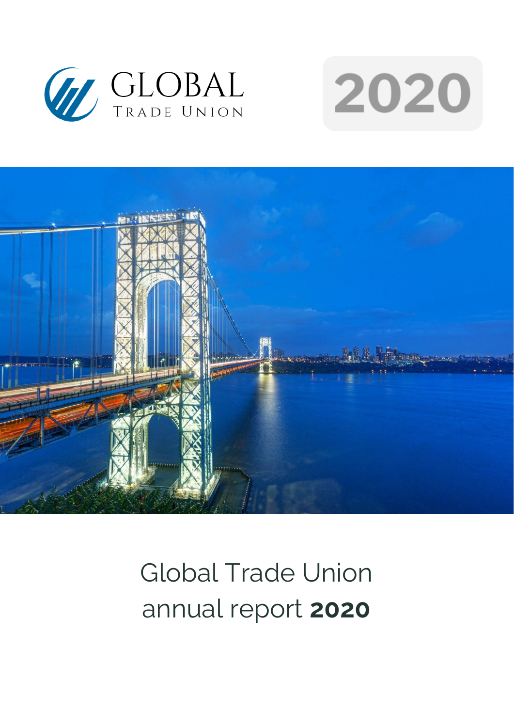GLOBAL
TRADE UNION

2020

# Global Trade Union annual report **2020**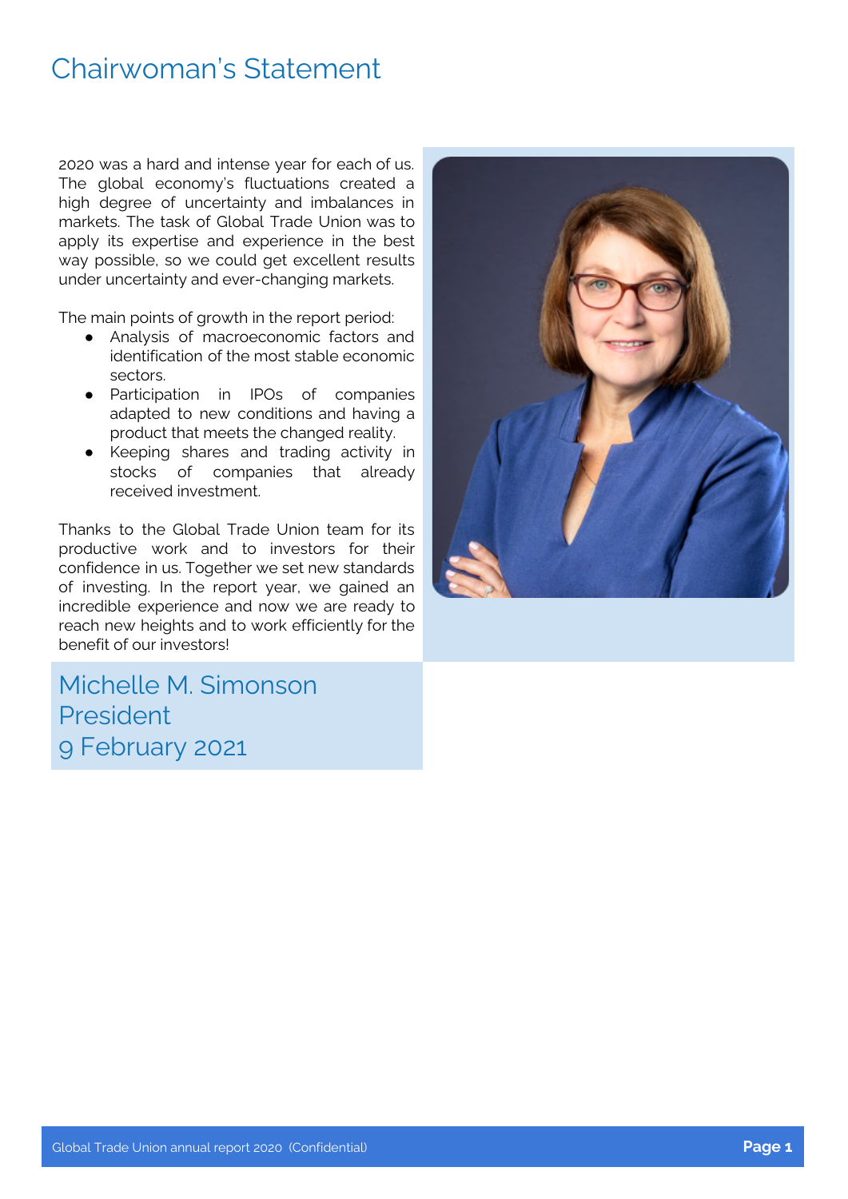# Chairwoman's Statement

2020 was a hard and intense year for each of us. The global economy's fluctuations created a high degree of uncertainty and imbalances in markets. The task of Global Trade Union was to apply its expertise and experience in the best way possible, so we could get excellent results under uncertainty and ever-changing markets.

The main points of growth in the report period:

- Analysis of macroeconomic factors and identification of the most stable economic sectors.
- Participation in IPOs of companies adapted to new conditions and having a product that meets the changed reality.
- Keeping shares and trading activity in stocks of companies that already received investment.

Thanks to the Global Trade Union team for its productive work and to investors for their confidence in us. Together we set new standards of investing. In the report year, we gained an incredible experience and now we are ready to reach new heights and to work efficiently for the benefit of our investors!

Michelle M. Simonson
President
9 February 2021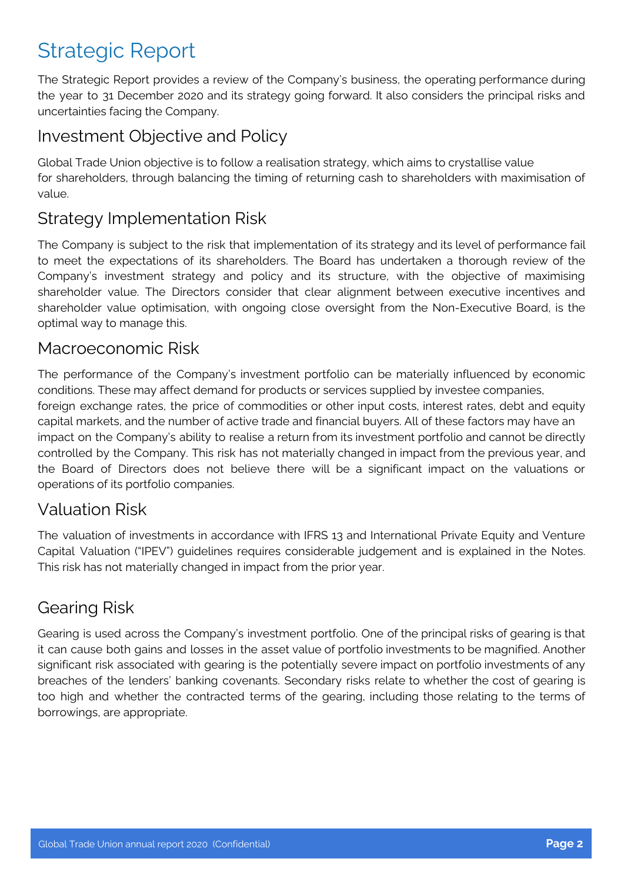# Strategic Report

The Strategic Report provides a review of the Company's business, the operating performance during the year to 31 December 2020 and its strategy going forward. It also considers the principal risks and uncertainties facing the Company.

## Investment Objective and Policy

Global Trade Union objective is to follow a realisation strategy, which aims to crystallise value for shareholders, through balancing the timing of returning cash to shareholders with maximisation of value.

## Strategy Implementation Risk

The Company is subject to the risk that implementation of its strategy and its level of performance fail to meet the expectations of its shareholders. The Board has undertaken a thorough review of the Company's investment strategy and policy and its structure, with the objective of maximising shareholder value. The Directors consider that clear alignment between executive incentives and shareholder value optimisation, with ongoing close oversight from the Non-Executive Board, is the optimal way to manage this.

## Macroeconomic Risk

The performance of the Company's investment portfolio can be materially influenced by economic conditions. These may affect demand for products or services supplied by investee companies, foreign exchange rates, the price of commodities or other input costs, interest rates, debt and equity capital markets, and the number of active trade and financial buyers. All of these factors may have an impact on the Company's ability to realise a return from its investment portfolio and cannot be directly controlled by the Company. This risk has not materially changed in impact from the previous year, and the Board of Directors does not believe there will be a significant impact on the valuations or operations of its portfolio companies.

## Valuation Risk

The valuation of investments in accordance with IFRS 13 and International Private Equity and Venture Capital Valuation ("IPEV") guidelines requires considerable judgement and is explained in the Notes. This risk has not materially changed in impact from the prior year.

## Gearing Risk

Gearing is used across the Company's investment portfolio. One of the principal risks of gearing is that it can cause both gains and losses in the asset value of portfolio investments to be magnified. Another significant risk associated with gearing is the potentially severe impact on portfolio investments of any breaches of the lenders' banking covenants. Secondary risks relate to whether the cost of gearing is too high and whether the contracted terms of the gearing, including those relating to the terms of borrowings, are appropriate.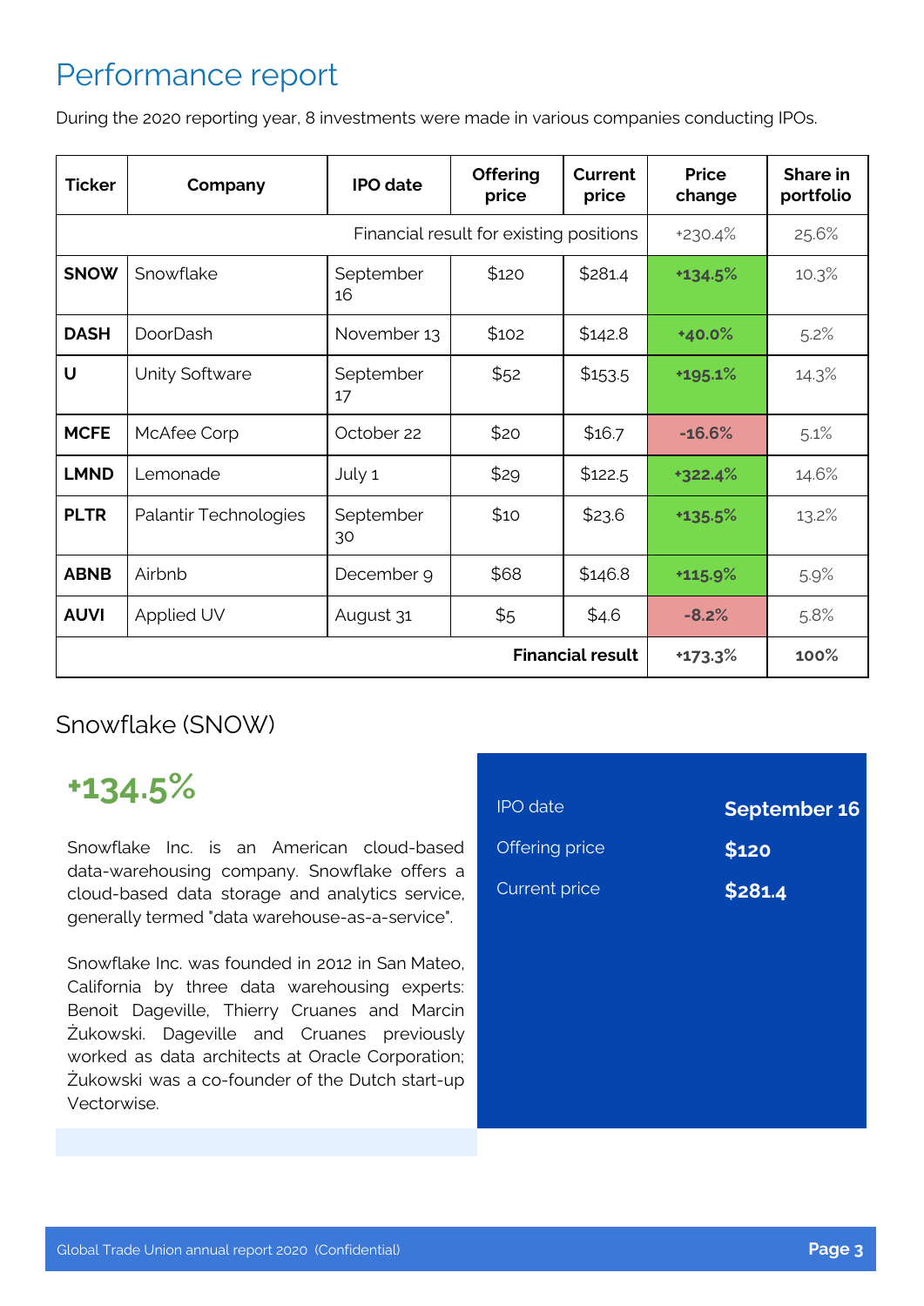# Performance report

During the 2020 reporting year, 8 investments were made in various companies conducting IPOs.

| Ticker | Company | IPO date | Offering price | Current price | Price change | Share in portfolio |
|---|---|---|---|---|---|---|
| Financial result for existing positions | | | | | +230.4% | 25.6% |
| **SNOW** | Snowflake | September 16 | $120 | $281.4 | **+134.5%** | 10.3% |
| **DASH** | DoorDash | November 13 | $102 | $142.8 | **+40.0%** | 5.2% |
| **U** | Unity Software | September 17 | $52 | $153.5 | **+195.1%** | 14.3% |
| **MCFE** | McAfee Corp | October 22 | $20 | $16.7 | **-16.6%** | 5.1% |
| **LMND** | Lemonade | July 1 | $29 | $122.5 | **+322.4%** | 14.6% |
| **PLTR** | Palantir Technologies | September 30 | $10 | $23.6 | **+135.5%** | 13.2% |
| **ABNB** | Airbnb | December 9 | $68 | $146.8 | **+115.9%** | 5.9% |
| **AUVI** | Applied UV | August 31 | $5 | $4.6 | **-8.2%** | 5.8% |
| **Financial result** | | | | | +173.3% | **100%** |

## Snowflake (SNOW)

**+134.5%**

Snowflake Inc. is an American cloud-based data-warehousing company. Snowflake offers a cloud-based data storage and analytics service, generally termed "data warehouse-as-a-service".

Snowflake Inc. was founded in 2012 in San Mateo, California by three data warehousing experts: Benoit Dageville, Thierry Cruanes and Marcin Żukowski. Dageville and Cruanes previously worked as data architects at Oracle Corporation; Żukowski was a co-founder of the Dutch start-up Vectorwise.

| | |
|---|---|
| IPO date | **September 16** |
| Offering price | **$120** |
| Current price | **$281.4** |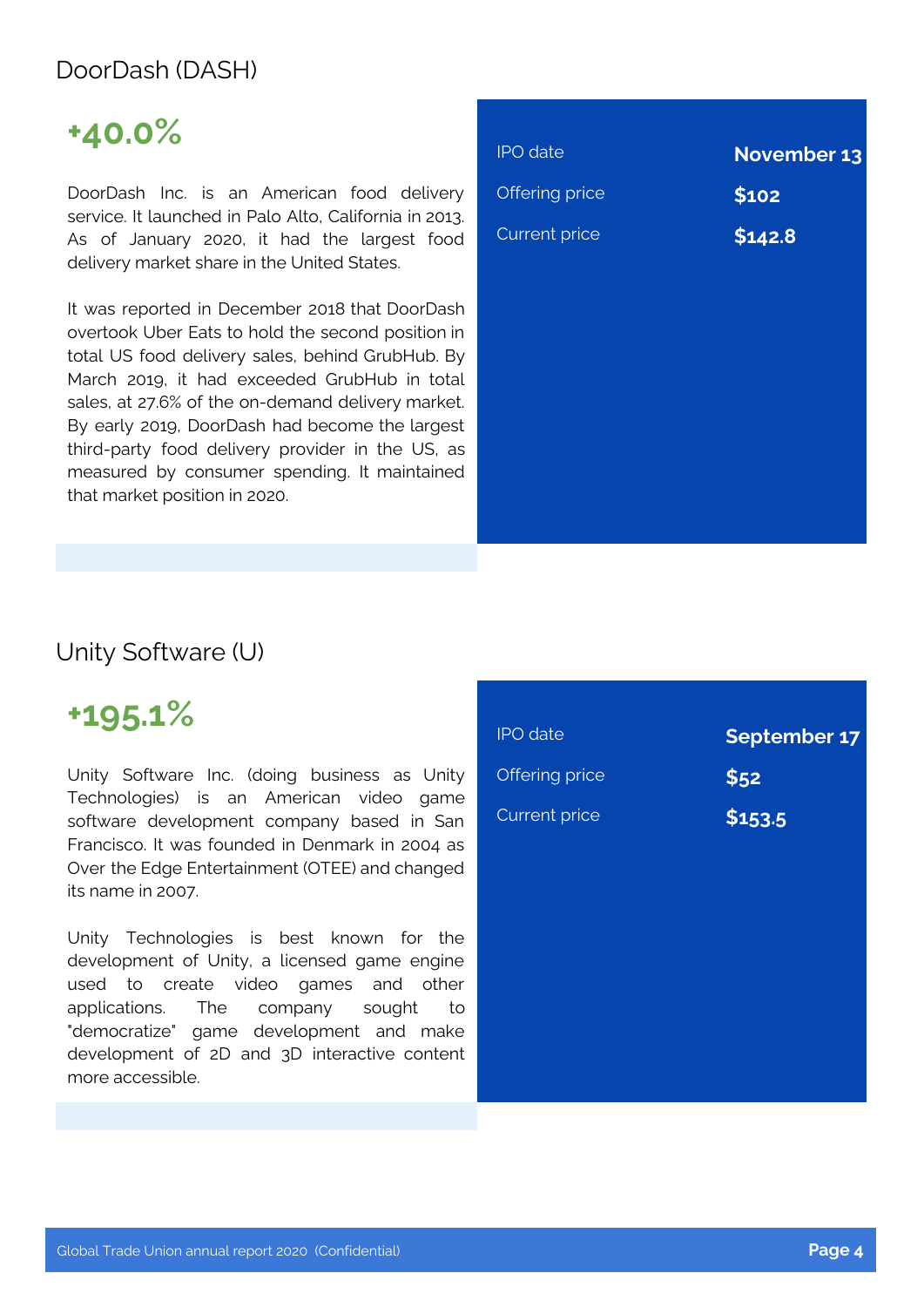## DoorDash (DASH)

**+40.0%**

DoorDash Inc. is an American food delivery service. It launched in Palo Alto, California in 2013. As of January 2020, it had the largest food delivery market share in the United States.

It was reported in December 2018 that DoorDash overtook Uber Eats to hold the second position in total US food delivery sales, behind GrubHub. By March 2019, it had exceeded GrubHub in total sales, at 27.6% of the on-demand delivery market. By early 2019, DoorDash had become the largest third-party food delivery provider in the US, as measured by consumer spending. It maintained that market position in 2020.

| | |
|---|---|
| IPO date | **November 13** |
| Offering price | **$102** |
| Current price | **$142.8** |

## Unity Software (U)

**+195.1%**

Unity Software Inc. (doing business as Unity Technologies) is an American video game software development company based in San Francisco. It was founded in Denmark in 2004 as Over the Edge Entertainment (OTEE) and changed its name in 2007.

Unity Technologies is best known for the development of Unity, a licensed game engine used to create video games and other applications. The company sought to "democratize" game development and make development of 2D and 3D interactive content more accessible.

| | |
|---|---|
| IPO date | **September 17** |
| Offering price | **$52** |
| Current price | **$153.5** |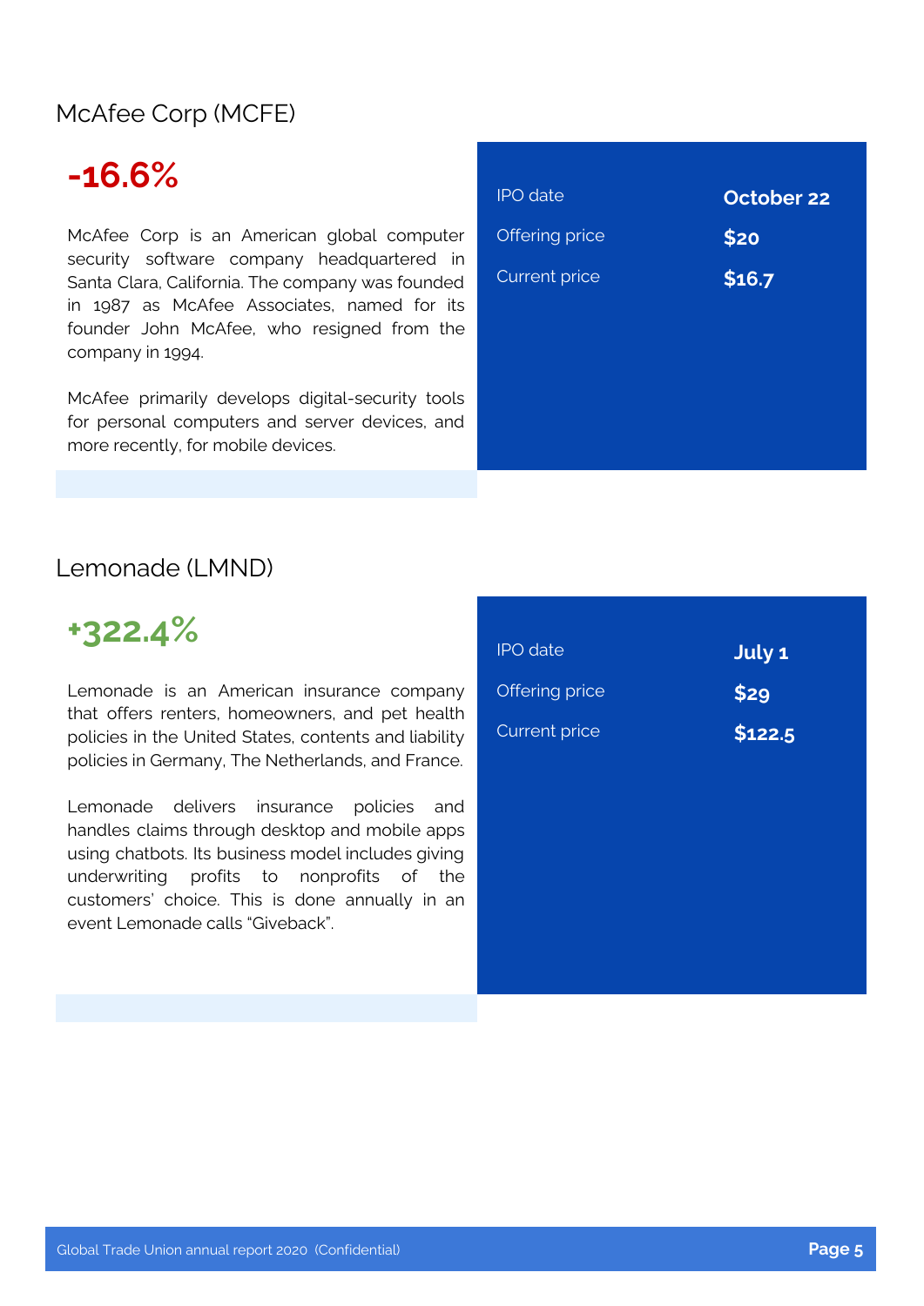## McAfee Corp (MCFE)

**-16.6%**

McAfee Corp is an American global computer security software company headquartered in Santa Clara, California. The company was founded in 1987 as McAfee Associates, named for its founder John McAfee, who resigned from the company in 1994.

McAfee primarily develops digital-security tools for personal computers and server devices, and more recently, for mobile devices.

| | |
|---|---|
| IPO date | **October 22** |
| Offering price | **$20** |
| Current price | **$16.7** |

## Lemonade (LMND)

**+322.4%**

Lemonade is an American insurance company that offers renters, homeowners, and pet health policies in the United States, contents and liability policies in Germany, The Netherlands, and France.

Lemonade delivers insurance policies and handles claims through desktop and mobile apps using chatbots. Its business model includes giving underwriting profits to nonprofits of the customers' choice. This is done annually in an event Lemonade calls "Giveback".

| | |
|---|---|
| IPO date | **July 1** |
| Offering price | **$29** |
| Current price | **$122.5** |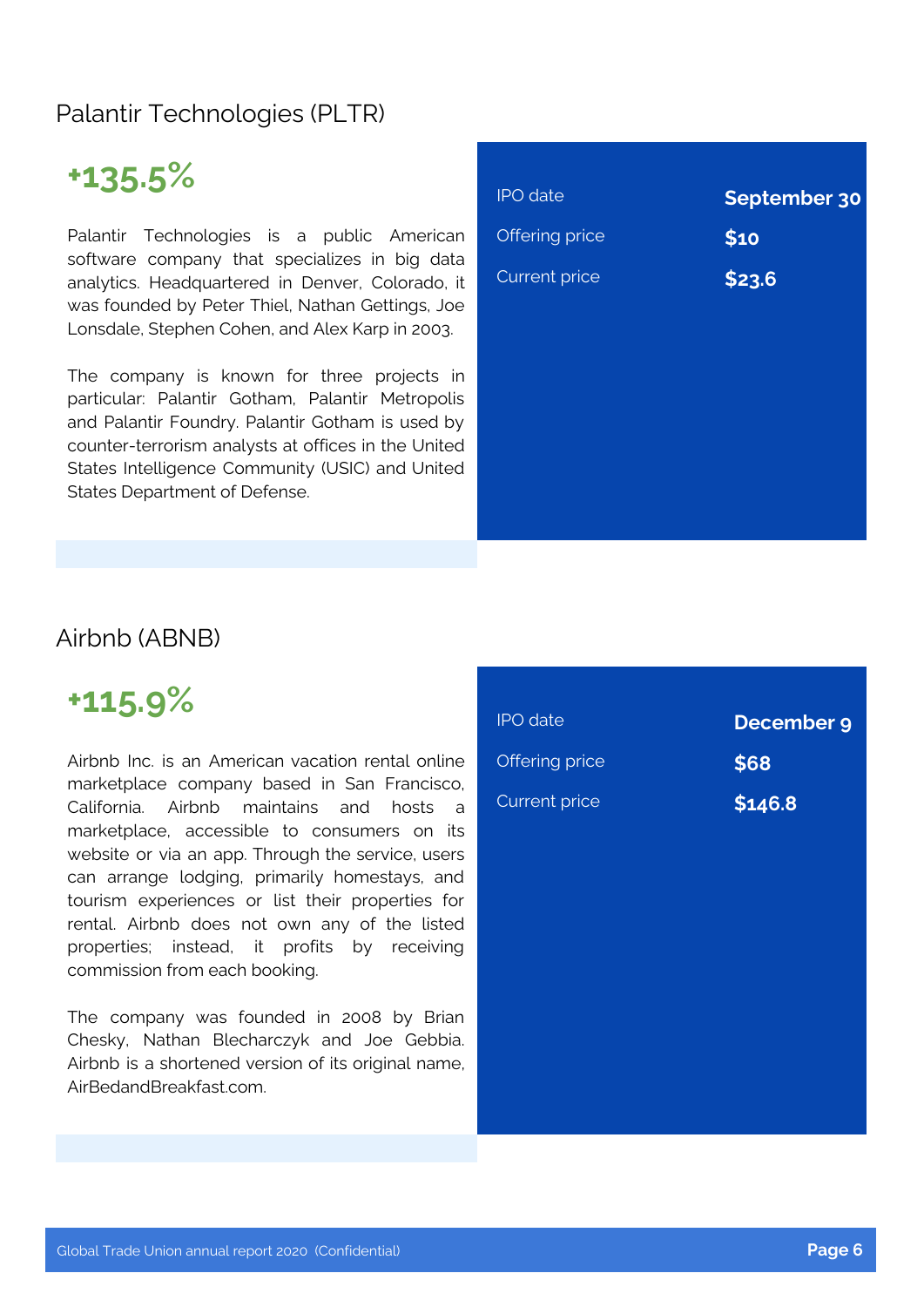## Palantir Technologies (PLTR)

**+135.5%**

Palantir Technologies is a public American software company that specializes in big data analytics. Headquartered in Denver, Colorado, it was founded by Peter Thiel, Nathan Gettings, Joe Lonsdale, Stephen Cohen, and Alex Karp in 2003.

The company is known for three projects in particular: Palantir Gotham, Palantir Metropolis and Palantir Foundry. Palantir Gotham is used by counter-terrorism analysts at offices in the United States Intelligence Community (USIC) and United States Department of Defense.

| | |
|---|---|
| IPO date | **September 30** |
| Offering price | **$10** |
| Current price | **$23.6** |

## Airbnb (ABNB)

**+115.9%**

Airbnb Inc. is an American vacation rental online marketplace company based in San Francisco, California. Airbnb maintains and hosts a marketplace, accessible to consumers on its website or via an app. Through the service, users can arrange lodging, primarily homestays, and tourism experiences or list their properties for rental. Airbnb does not own any of the listed properties; instead, it profits by receiving commission from each booking.

The company was founded in 2008 by Brian Chesky, Nathan Blecharczyk and Joe Gebbia. Airbnb is a shortened version of its original name, AirBedandBreakfast.com.

| | |
|---|---|
| IPO date | **December 9** |
| Offering price | **$68** |
| Current price | **$146.8** |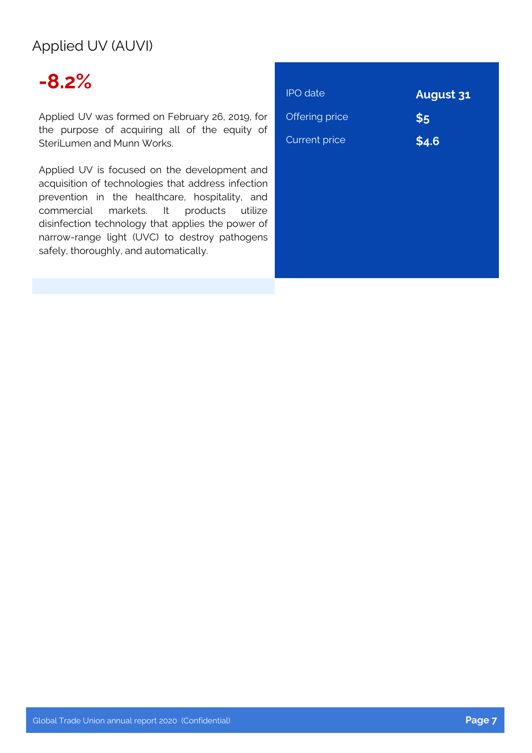## Applied UV (AUVI)

**-8.2%**

Applied UV was formed on February 26, 2019, for the purpose of acquiring all of the equity of SteriLumen and Munn Works.

Applied UV is focused on the development and acquisition of technologies that address infection prevention in the healthcare, hospitality, and commercial markets. It products utilize disinfection technology that applies the power of narrow-range light (UVC) to destroy pathogens safely, thoroughly, and automatically.

| | |
|---|---|
| IPO date | **August 31** |
| Offering price | **$5** |
| Current price | **$4.6** |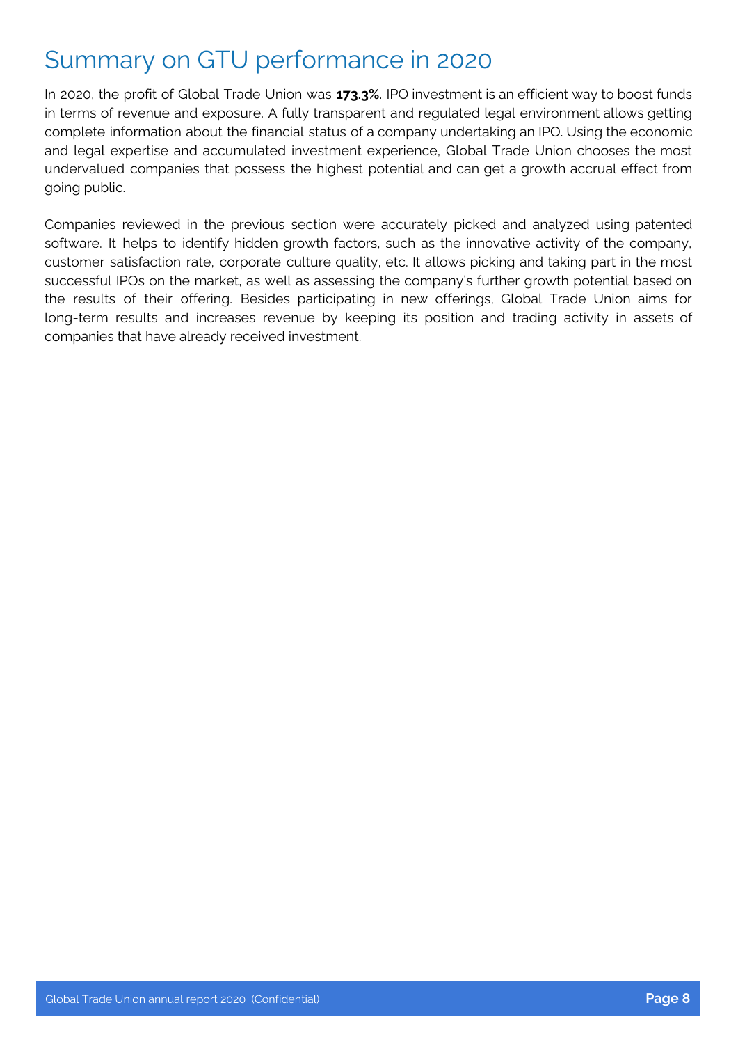# Summary on GTU performance in 2020

In 2020, the profit of Global Trade Union was **173.3%**. IPO investment is an efficient way to boost funds in terms of revenue and exposure. A fully transparent and regulated legal environment allows getting complete information about the financial status of a company undertaking an IPO. Using the economic and legal expertise and accumulated investment experience, Global Trade Union chooses the most undervalued companies that possess the highest potential and can get a growth accrual effect from going public.

Companies reviewed in the previous section were accurately picked and analyzed using patented software. It helps to identify hidden growth factors, such as the innovative activity of the company, customer satisfaction rate, corporate culture quality, etc. It allows picking and taking part in the most successful IPOs on the market, as well as assessing the company's further growth potential based on the results of their offering. Besides participating in new offerings, Global Trade Union aims for long-term results and increases revenue by keeping its position and trading activity in assets of companies that have already received investment.